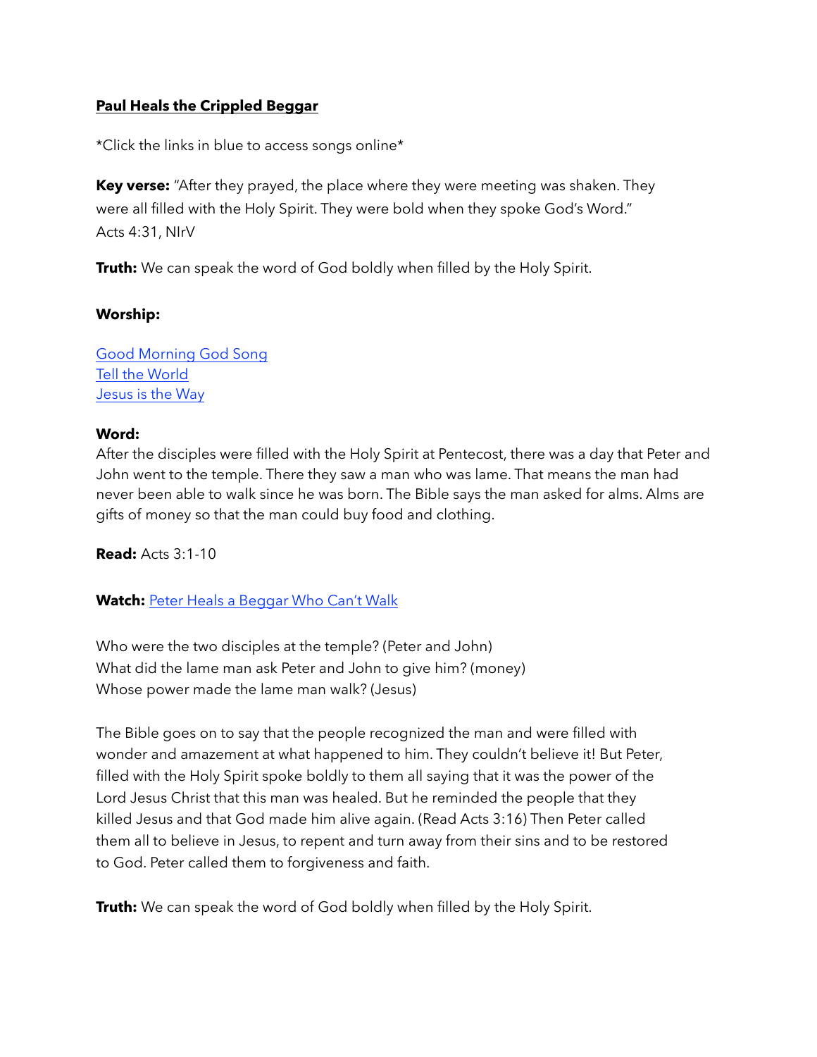**Paul Heals the Crippled Beggar**

*Click the links in blue to access songs online*

**Key verse:** "After they prayed, the place where they were meeting was shaken. They were all filled with the Holy Spirit. They were bold when they spoke God's Word." Acts 4:31, NIrV

**Truth:** We can speak the word of God boldly when filled by the Holy Spirit.

**Worship:**

Good Morning God Song
Tell the World
Jesus is the Way

**Word:**
After the disciples were filled with the Holy Spirit at Pentecost, there was a day that Peter and John went to the temple. There they saw a man who was lame. That means the man had never been able to walk since he was born. The Bible says the man asked for alms. Alms are gifts of money so that the man could buy food and clothing.

**Read:** Acts 3:1-10

**Watch:** Peter Heals a Beggar Who Can't Walk

Who were the two disciples at the temple? (Peter and John)
What did the lame man ask Peter and John to give him? (money)
Whose power made the lame man walk? (Jesus)

The Bible goes on to say that the people recognized the man and were filled with wonder and amazement at what happened to him. They couldn't believe it! But Peter, filled with the Holy Spirit spoke boldly to them all saying that it was the power of the Lord Jesus Christ that this man was healed. But he reminded the people that they killed Jesus and that God made him alive again. (Read Acts 3:16) Then Peter called them all to believe in Jesus, to repent and turn away from their sins and to be restored to God. Peter called them to forgiveness and faith.

**Truth:** We can speak the word of God boldly when filled by the Holy Spirit.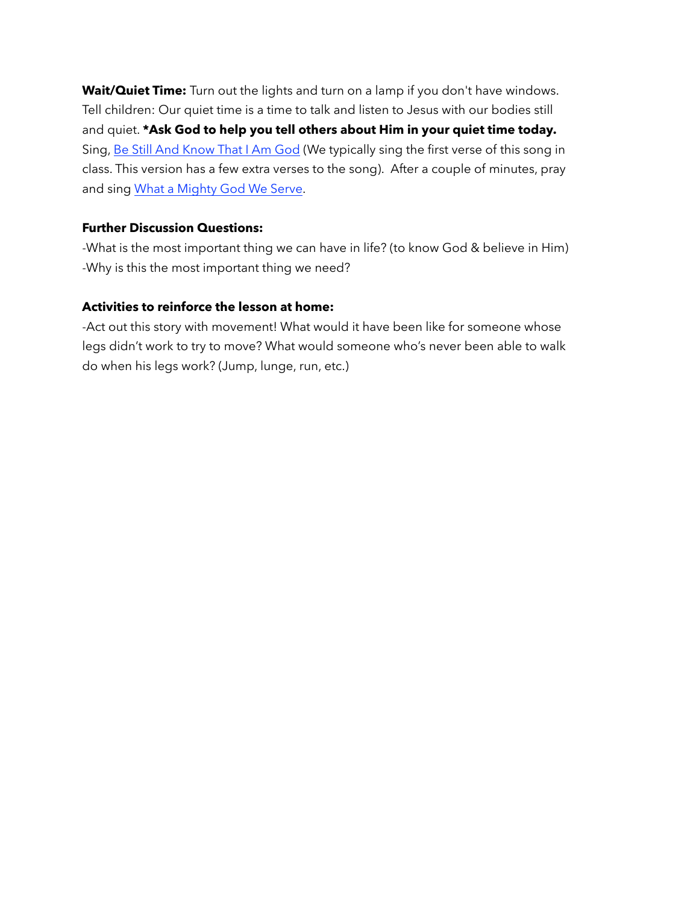**Wait/Quiet Time:** Turn out the lights and turn on a lamp if you don't have windows. Tell children: Our quiet time is a time to talk and listen to Jesus with our bodies still and quiet. ***Ask God to help you tell others about Him in your quiet time today.** Sing, Be Still And Know That I Am God (We typically sing the first verse of this song in class. This version has a few extra verses to the song). After a couple of minutes, pray and sing What a Mighty God We Serve.

**Further Discussion Questions:**

-What is the most important thing we can have in life? (to know God & believe in Him)
-Why is this the most important thing we need?

**Activities to reinforce the lesson at home:**

-Act out this story with movement! What would it have been like for someone whose legs didn't work to try to move? What would someone who's never been able to walk do when his legs work? (Jump, lunge, run, etc.)